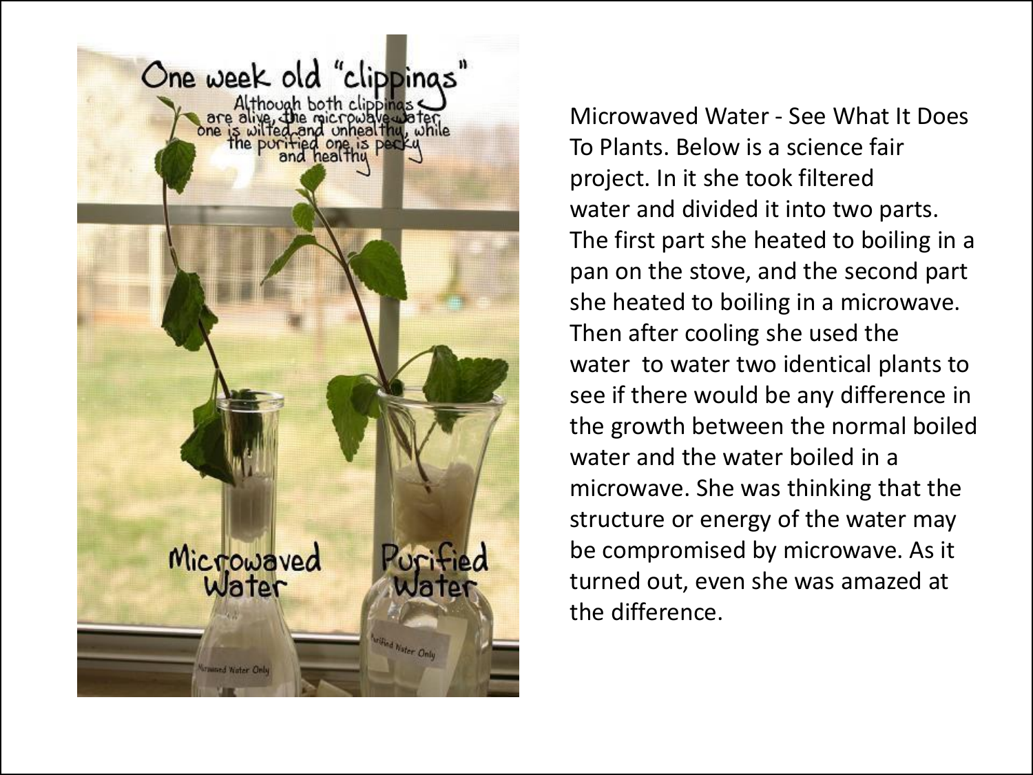Microwaved Water - See What It Does To Plants. Below is a science fair project. In it she took filtered water and divided it into two parts. The first part she heated to boiling in a pan on the stove, and the second part she heated to boiling in a microwave. Then after cooling she used the water to water two identical plants to see if there would be any difference in the growth between the normal boiled water and the water boiled in a microwave. She was thinking that the structure or energy of the water may be compromised by microwave. As it turned out, even she was amazed at the difference.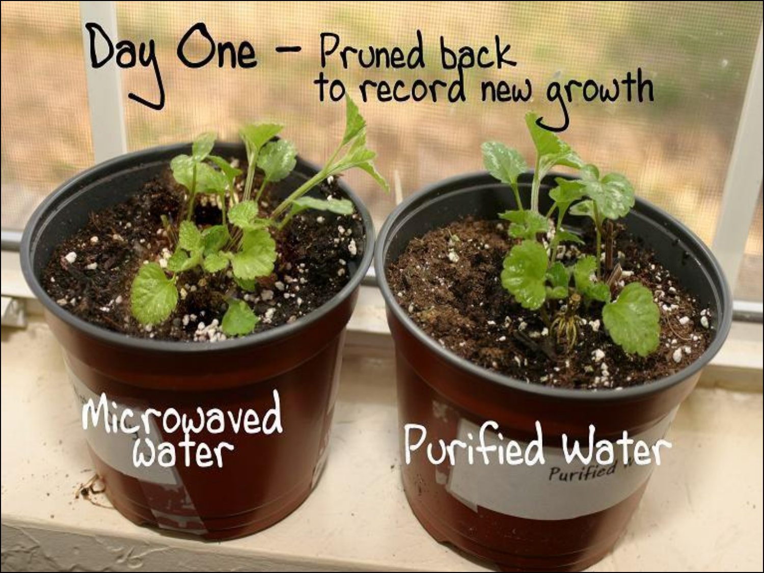Day One – Pruned back to record new growth

Microwaved water

Purified Water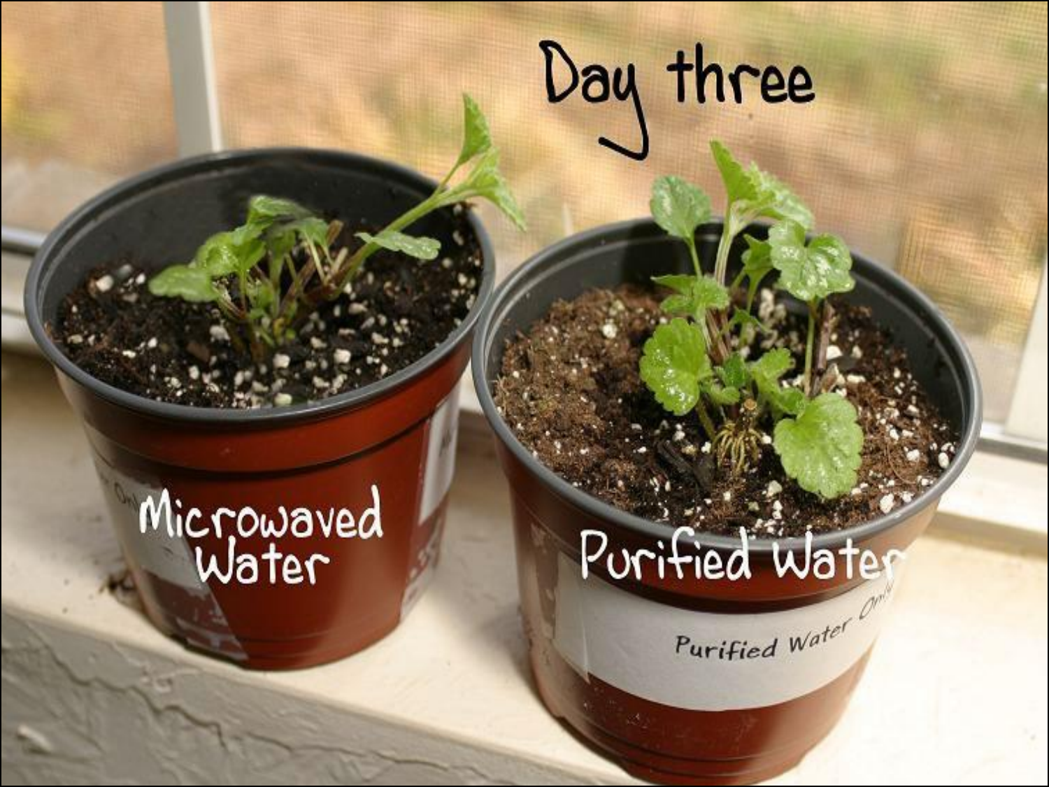Day three

Microwaved Water

Purified Water

Purified Water Only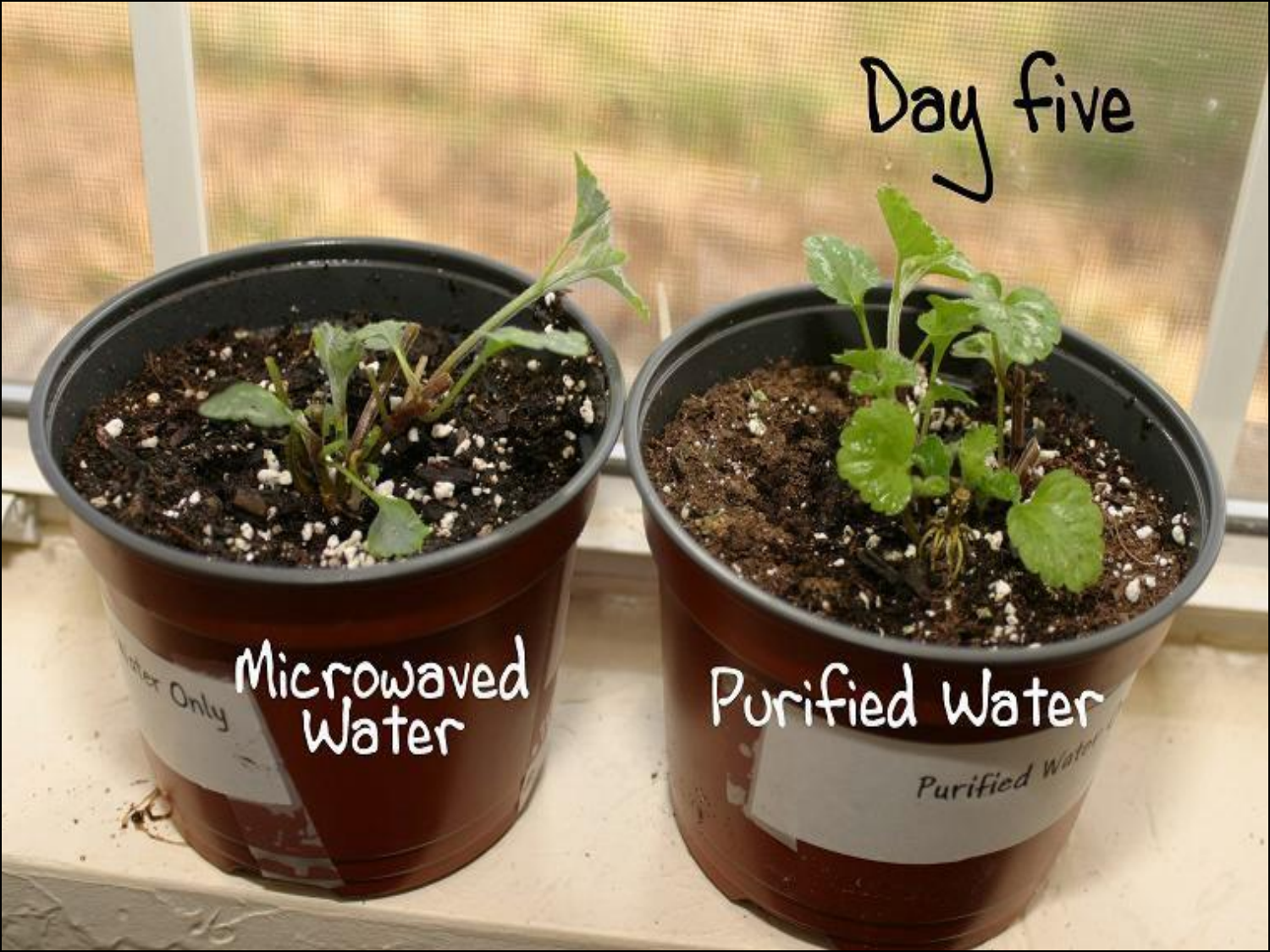Day five

Microwaved Water

Purified Water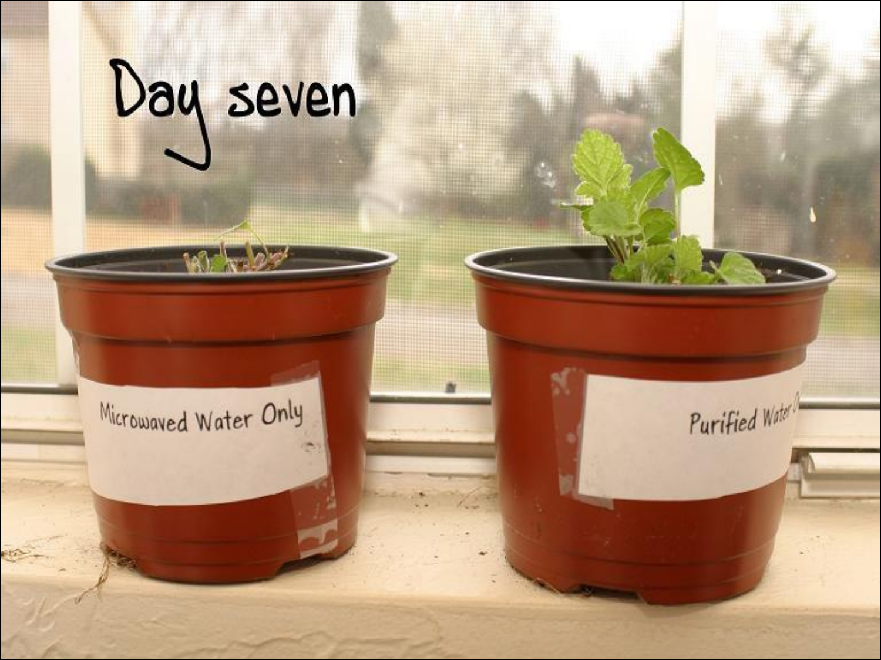# Day seven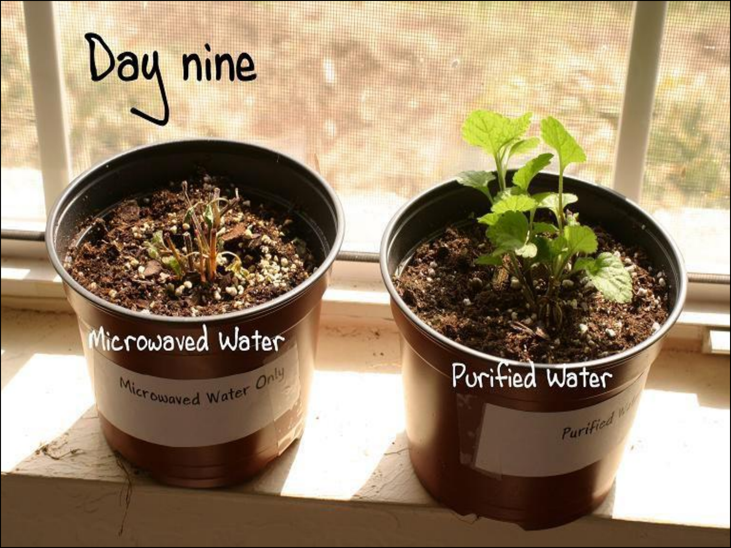Day nine

Microwaved Water

Purified Water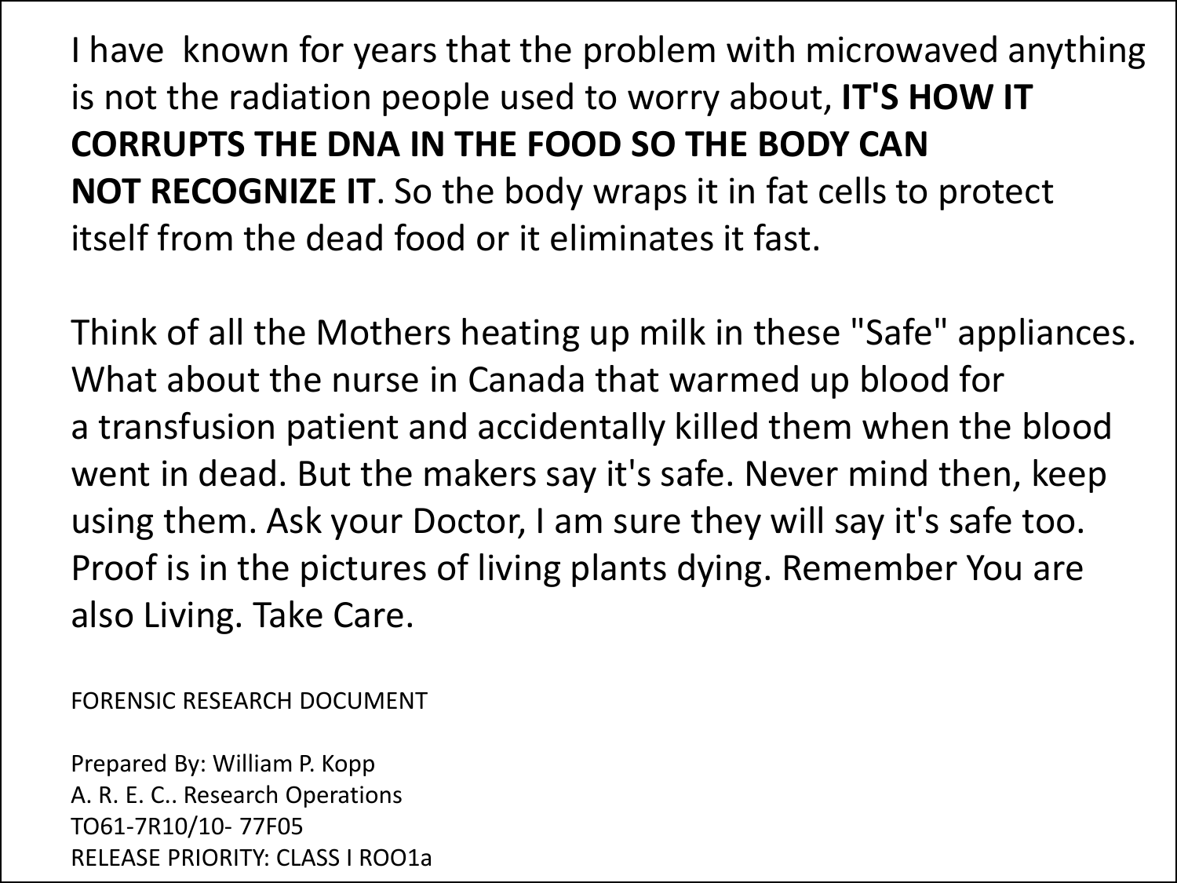I have  known for years that the problem with microwaved anything is not the radiation people used to worry about, **IT'S HOW IT CORRUPTS THE DNA IN THE FOOD SO THE BODY CAN NOT RECOGNIZE IT**. So the body wraps it in fat cells to protect itself from the dead food or it eliminates it fast.

Think of all the Mothers heating up milk in these "Safe" appliances. What about the nurse in Canada that warmed up blood for a transfusion patient and accidentally killed them when the blood went in dead. But the makers say it's safe. Never mind then, keep using them. Ask your Doctor, I am sure they will say it's safe too. Proof is in the pictures of living plants dying. Remember You are also Living. Take Care.

FORENSIC RESEARCH DOCUMENT

Prepared By: William P. Kopp
A. R. E. C.. Research Operations
TO61-7R10/10- 77F05
RELEASE PRIORITY: CLASS I ROO1a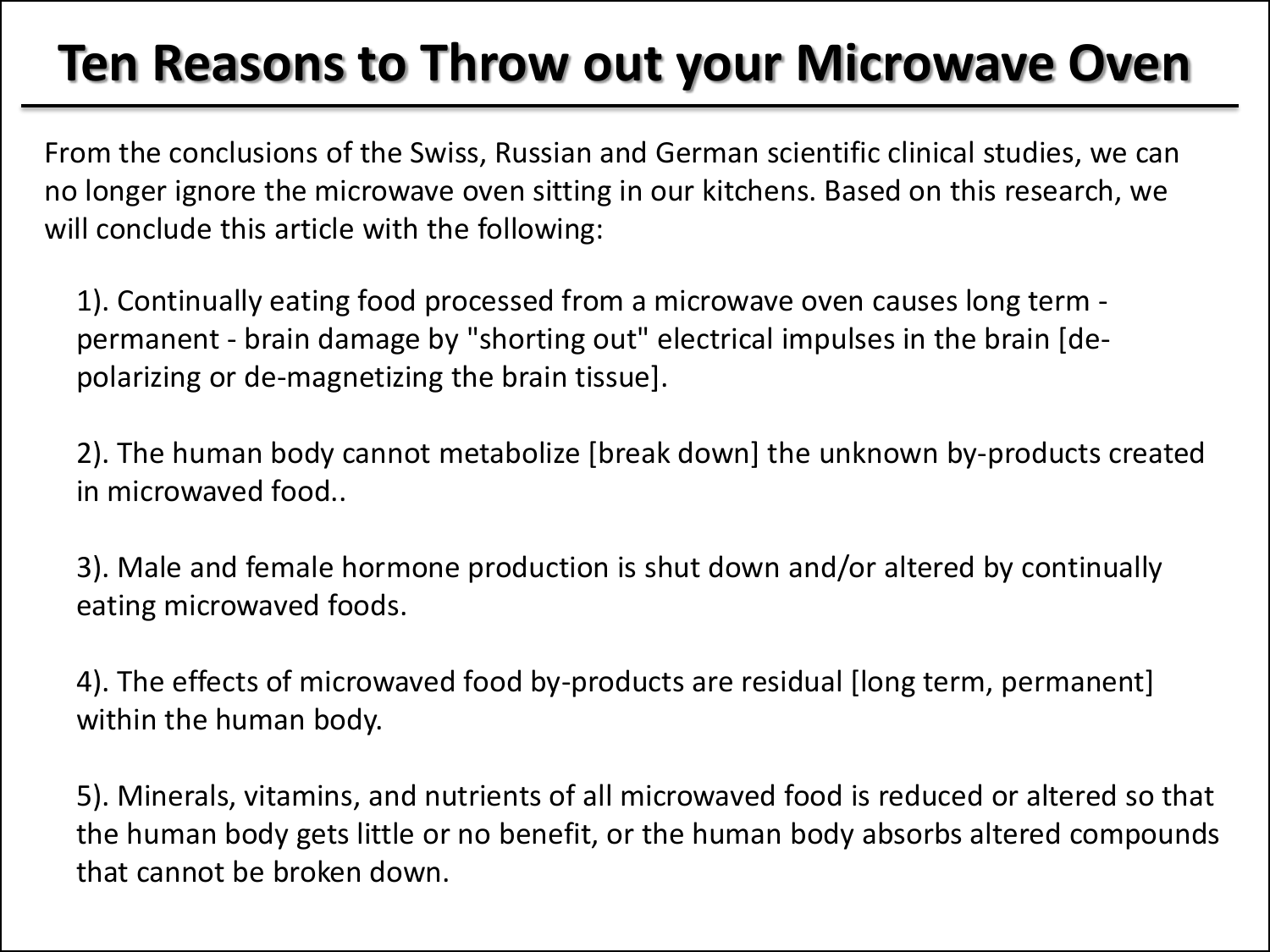# Ten Reasons to Throw out your Microwave Oven

From the conclusions of the Swiss, Russian and German scientific clinical studies, we can no longer ignore the microwave oven sitting in our kitchens. Based on this research, we will conclude this article with the following:

1). Continually eating food processed from a microwave oven causes long term - permanent - brain damage by "shorting out" electrical impulses in the brain [de-polarizing or de-magnetizing the brain tissue].

2). The human body cannot metabolize [break down] the unknown by-products created in microwaved food..

3). Male and female hormone production is shut down and/or altered by continually eating microwaved foods.

4). The effects of microwaved food by-products are residual [long term, permanent] within the human body.

5). Minerals, vitamins, and nutrients of all microwaved food is reduced or altered so that the human body gets little or no benefit, or the human body absorbs altered compounds that cannot be broken down.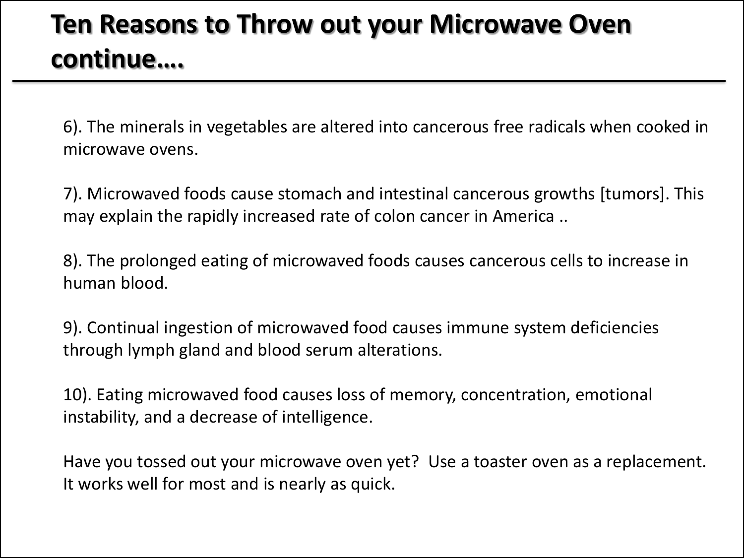# Ten Reasons to Throw out your Microwave Oven continue….

6). The minerals in vegetables are altered into cancerous free radicals when cooked in microwave ovens.

7). Microwaved foods cause stomach and intestinal cancerous growths [tumors]. This may explain the rapidly increased rate of colon cancer in America ..

8). The prolonged eating of microwaved foods causes cancerous cells to increase in human blood.

9). Continual ingestion of microwaved food causes immune system deficiencies through lymph gland and blood serum alterations.

10). Eating microwaved food causes loss of memory, concentration, emotional instability, and a decrease of intelligence.

Have you tossed out your microwave oven yet? Use a toaster oven as a replacement. It works well for most and is nearly as quick.